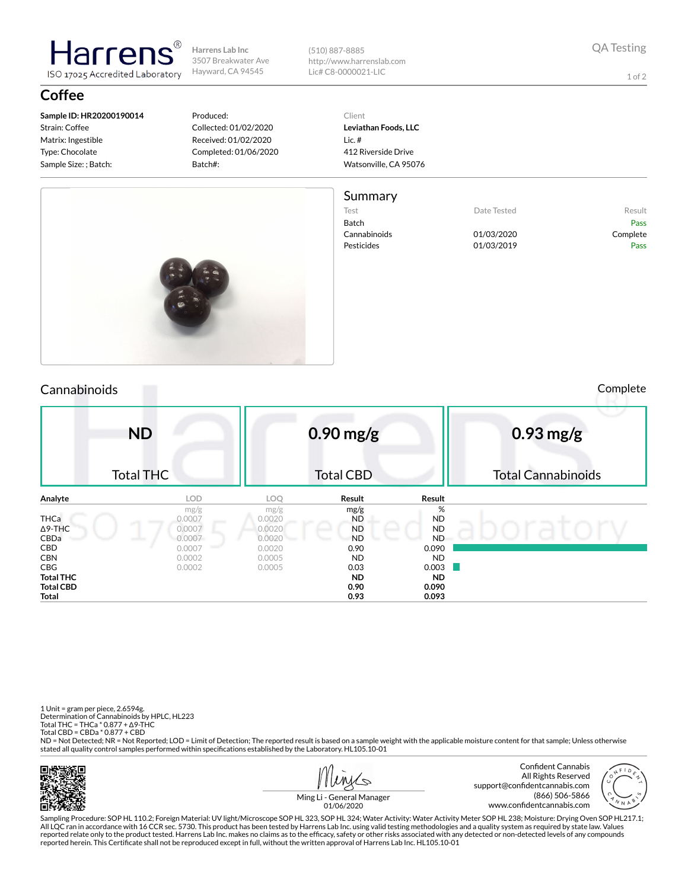# Harrens

ISO 17025 Accredited Laboratory

Harrens Lab Inc
3507 Breakwater Ave
Hayward, CA 94545

(510) 887-8885
http://www.harrenslab.com
Lic# C8-0000021-LIC

QA Testing

## Coffee

**Sample ID: HR20200190014**
Strain: Coffee
Matrix: Ingestible
Type: Chocolate
Sample Size: ; Batch:

Produced:
Collected: 01/02/2020
Received: 01/02/2020
Completed: 01/06/2020
Batch#:

Client
**Leviathan Foods, LLC**
Lic. #
412 Riverside Drive
Watsonville, CA 95076

## Summary

| Test | Date Tested | Result |
|---|---|---|
| Batch | | Pass |
| Cannabinoids | 01/03/2020 | Complete |
| Pesticides | 01/03/2019 | Pass |

## Cannabinoids

Complete

| **ND** | **0.90 mg/g** | **0.93 mg/g** |
|---|---|---|
| Total THC | Total CBD | Total Cannabinoids |

| Analyte | LOD | LOQ | Result | Result |
|---|---|---|---|---|
| | mg/g | mg/g | mg/g | % |
| THCa | 0.0007 | 0.0020 | ND | ND |
| Δ9-THC | 0.0007 | 0.0020 | ND | ND |
| CBDa | 0.0007 | 0.0020 | ND | ND |
| CBD | 0.0007 | 0.0020 | 0.90 | 0.090 |
| CBN | 0.0002 | 0.0005 | ND | ND |
| CBG | 0.0002 | 0.0005 | 0.03 | 0.003 |
| **Total THC** | | | **ND** | **ND** |
| **Total CBD** | | | **0.90** | **0.090** |
| **Total** | | | **0.93** | **0.093** |

1 Unit = gram per piece, 2.6594g.
Determination of Cannabinoids by HPLC, HL223
Total THC = THCa * 0.877 + Δ9-THC
Total CBD = CBDa * 0.877 + CBD
ND = Not Detected; NR = Not Reported; LOD = Limit of Detection; The reported result is based on a sample weight with the applicable moisture content for that sample; Unless otherwise stated all quality control samples performed within specifications established by the Laboratory. HL105.10-01

Ming Li - General Manager
01/06/2020

Confident Cannabis
All Rights Reserved
support@confidentcannabis.com
(866) 506-5866
www.confidentcannabis.com

Sampling Procedure: SOP HL 110.2; Foreign Material: UV light/Microscope SOP HL 323, SOP HL 324; Water Activity: Water Activity Meter SOP HL 238; Moisture: Drying Oven SOP HL217.1; All LQC ran in accordance with 16 CCR sec. 5730. This product has been tested by Harrens Lab Inc. using valid testing methodologies and a quality system as required by state law. Values reported relate only to the product tested. Harrens Lab Inc. makes no claims as to the efficacy, safety or other risks associated with any detected or non-detected levels of any compounds reported herein. This Certificate shall not be reproduced except in full, without the written approval of Harrens Lab Inc. HL105.10-01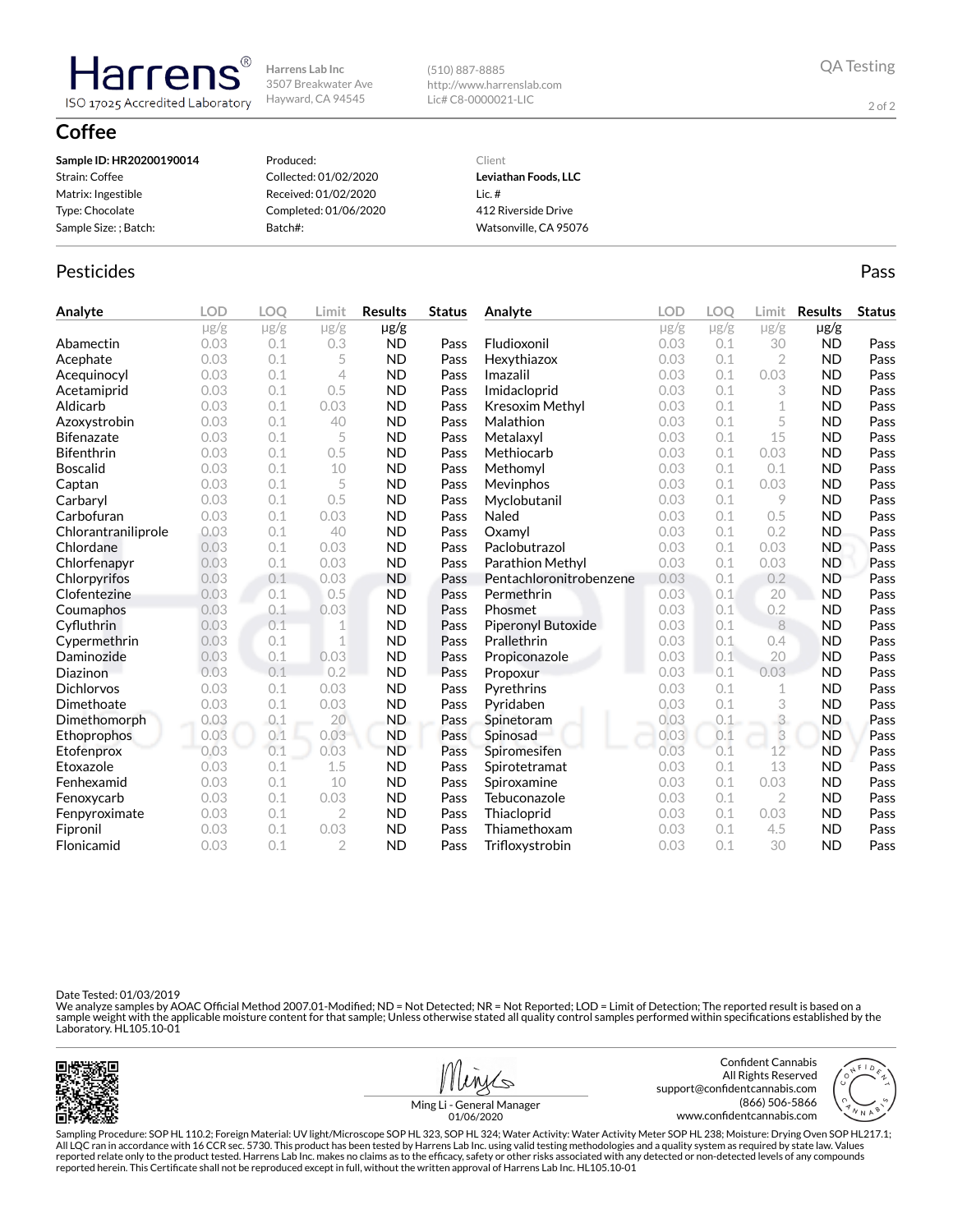Harrens®
ISO 17025 Accredited Laboratory

Harrens Lab Inc
3507 Breakwater Ave
Hayward, CA 94545

(510) 887-8885
http://www.harrenslab.com
Lic# C8-0000021-LIC

QA Testing

# Coffee

| | | |
|---|---|---|
| **Sample ID: HR20200190014** | Produced: | Client |
| Strain: Coffee | Collected: 01/02/2020 | **Leviathan Foods, LLC** |
| Matrix: Ingestible | Received: 01/02/2020 | Lic. # |
| Type: Chocolate | Completed: 01/06/2020 | 412 Riverside Drive |
| Sample Size: ; Batch: | Batch#: | Watsonville, CA 95076 |

## Pesticides

Pass

| Analyte | LOD µg/g | LOQ µg/g | Limit µg/g | Results µg/g | Status |
|---|---|---|---|---|---|
| Abamectin | 0.03 | 0.1 | 0.3 | ND | Pass |
| Acephate | 0.03 | 0.1 | 5 | ND | Pass |
| Acequinocyl | 0.03 | 0.1 | 4 | ND | Pass |
| Acetamiprid | 0.03 | 0.1 | 0.5 | ND | Pass |
| Aldicarb | 0.03 | 0.1 | 0.03 | ND | Pass |
| Azoxystrobin | 0.03 | 0.1 | 40 | ND | Pass |
| Bifenazate | 0.03 | 0.1 | 5 | ND | Pass |
| Bifenthrin | 0.03 | 0.1 | 0.5 | ND | Pass |
| Boscalid | 0.03 | 0.1 | 10 | ND | Pass |
| Captan | 0.03 | 0.1 | 5 | ND | Pass |
| Carbaryl | 0.03 | 0.1 | 0.5 | ND | Pass |
| Carbofuran | 0.03 | 0.1 | 0.03 | ND | Pass |
| Chlorantraniliprole | 0.03 | 0.1 | 40 | ND | Pass |
| Chlordane | 0.03 | 0.1 | 0.03 | ND | Pass |
| Chlorfenapyr | 0.03 | 0.1 | 0.03 | ND | Pass |
| Chlorpyrifos | 0.03 | 0.1 | 0.03 | ND | Pass |
| Clofentezine | 0.03 | 0.1 | 0.5 | ND | Pass |
| Coumaphos | 0.03 | 0.1 | 0.03 | ND | Pass |
| Cyfluthrin | 0.03 | 0.1 | 1 | ND | Pass |
| Cypermethrin | 0.03 | 0.1 | 1 | ND | Pass |
| Daminozide | 0.03 | 0.1 | 0.03 | ND | Pass |
| Diazinon | 0.03 | 0.1 | 0.2 | ND | Pass |
| Dichlorvos | 0.03 | 0.1 | 0.03 | ND | Pass |
| Dimethoate | 0.03 | 0.1 | 0.03 | ND | Pass |
| Dimethomorph | 0.03 | 0.1 | 20 | ND | Pass |
| Ethoprophos | 0.03 | 0.1 | 0.03 | ND | Pass |
| Etofenprox | 0.03 | 0.1 | 0.03 | ND | Pass |
| Etoxazole | 0.03 | 0.1 | 1.5 | ND | Pass |
| Fenhexamid | 0.03 | 0.1 | 10 | ND | Pass |
| Fenoxycarb | 0.03 | 0.1 | 0.03 | ND | Pass |
| Fenpyroximate | 0.03 | 0.1 | 2 | ND | Pass |
| Fipronil | 0.03 | 0.1 | 0.03 | ND | Pass |
| Flonicamid | 0.03 | 0.1 | 2 | ND | Pass |
| Fludioxonil | 0.03 | 0.1 | 30 | ND | Pass |
| Hexythiazox | 0.03 | 0.1 | 2 | ND | Pass |
| Imazalil | 0.03 | 0.1 | 0.03 | ND | Pass |
| Imidacloprid | 0.03 | 0.1 | 3 | ND | Pass |
| Kresoxim Methyl | 0.03 | 0.1 | 1 | ND | Pass |
| Malathion | 0.03 | 0.1 | 5 | ND | Pass |
| Metalaxyl | 0.03 | 0.1 | 15 | ND | Pass |
| Methiocarb | 0.03 | 0.1 | 0.03 | ND | Pass |
| Methomyl | 0.03 | 0.1 | 0.1 | ND | Pass |
| Mevinphos | 0.03 | 0.1 | 0.03 | ND | Pass |
| Myclobutanil | 0.03 | 0.1 | 9 | ND | Pass |
| Naled | 0.03 | 0.1 | 0.5 | ND | Pass |
| Oxamyl | 0.03 | 0.1 | 0.2 | ND | Pass |
| Paclobutrazol | 0.03 | 0.1 | 0.03 | ND | Pass |
| Parathion Methyl | 0.03 | 0.1 | 0.03 | ND | Pass |
| Pentachloronitrobenzene | 0.03 | 0.1 | 0.2 | ND | Pass |
| Permethrin | 0.03 | 0.1 | 20 | ND | Pass |
| Phosmet | 0.03 | 0.1 | 0.2 | ND | Pass |
| Piperonyl Butoxide | 0.03 | 0.1 | 8 | ND | Pass |
| Prallethrin | 0.03 | 0.1 | 0.4 | ND | Pass |
| Propiconazole | 0.03 | 0.1 | 20 | ND | Pass |
| Propoxur | 0.03 | 0.1 | 0.03 | ND | Pass |
| Pyrethrins | 0.03 | 0.1 | 1 | ND | Pass |
| Pyridaben | 0.03 | 0.1 | 3 | ND | Pass |
| Spinetoram | 0.03 | 0.1 | 3 | ND | Pass |
| Spinosad | 0.03 | 0.1 | 3 | ND | Pass |
| Spiromesifen | 0.03 | 0.1 | 12 | ND | Pass |
| Spirotetramat | 0.03 | 0.1 | 13 | ND | Pass |
| Spiroxamine | 0.03 | 0.1 | 0.03 | ND | Pass |
| Tebuconazole | 0.03 | 0.1 | 2 | ND | Pass |
| Thiacloprid | 0.03 | 0.1 | 0.03 | ND | Pass |
| Thiamethoxam | 0.03 | 0.1 | 4.5 | ND | Pass |
| Trifloxystrobin | 0.03 | 0.1 | 30 | ND | Pass |

Date Tested: 01/03/2019
We analyze samples by AOAC Official Method 2007.01-Modified; ND = Not Detected; NR = Not Reported; LOD = Limit of Detection; The reported result is based on a sample weight with the applicable moisture content for that sample; Unless otherwise stated all quality control samples performed within specifications established by the Laboratory. HL105.10-01

Ming Li - General Manager
01/06/2020

Confident Cannabis
All Rights Reserved
support@confidentcannabis.com
(866) 506-5866
www.confidentcannabis.com

Sampling Procedure: SOP HL 110.2; Foreign Material: UV light/Microscope SOP HL 323, SOP HL 324; Water Activity: Water Activity Meter SOP HL 238; Moisture: Drying Oven SOP HL217.1; All LQC ran in accordance with 16 CCR sec. 5730. This product has been tested by Harrens Lab Inc. using valid testing methodologies and a quality system as required by state law. Values reported relate only to the product tested. Harrens Lab Inc. makes no claims as to the efficacy, safety or other risks associated with any detected or non-detected levels of any compounds reported herein. This Certificate shall not be reproduced except in full, without the written approval of Harrens Lab Inc. HL105.10-01